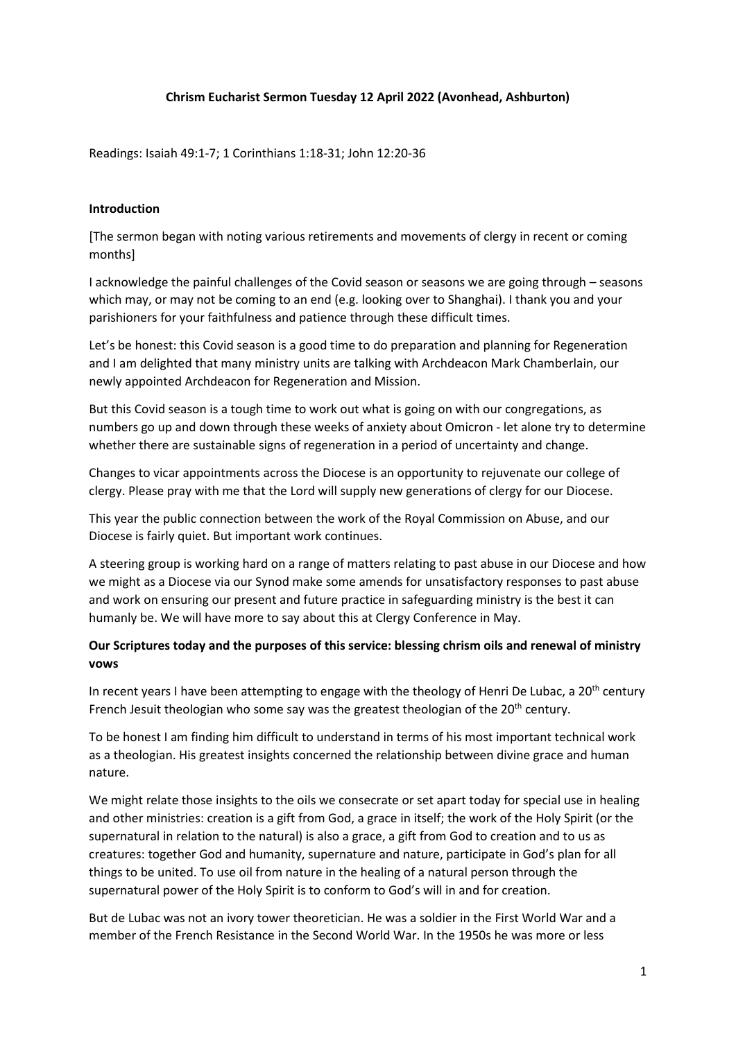**Chrism Eucharist Sermon Tuesday 12 April 2022 (Avonhead, Ashburton)**

Readings: Isaiah 49:1-7; 1 Corinthians 1:18-31; John 12:20-36

## Introduction

[The sermon began with noting various retirements and movements of clergy in recent or coming months]

I acknowledge the painful challenges of the Covid season or seasons we are going through – seasons which may, or may not be coming to an end (e.g. looking over to Shanghai). I thank you and your parishioners for your faithfulness and patience through these difficult times.

Let's be honest: this Covid season is a good time to do preparation and planning for Regeneration and I am delighted that many ministry units are talking with Archdeacon Mark Chamberlain, our newly appointed Archdeacon for Regeneration and Mission.

But this Covid season is a tough time to work out what is going on with our congregations, as numbers go up and down through these weeks of anxiety about Omicron - let alone try to determine whether there are sustainable signs of regeneration in a period of uncertainty and change.

Changes to vicar appointments across the Diocese is an opportunity to rejuvenate our college of clergy. Please pray with me that the Lord will supply new generations of clergy for our Diocese.

This year the public connection between the work of the Royal Commission on Abuse, and our Diocese is fairly quiet. But important work continues.

A steering group is working hard on a range of matters relating to past abuse in our Diocese and how we might as a Diocese via our Synod make some amends for unsatisfactory responses to past abuse and work on ensuring our present and future practice in safeguarding ministry is the best it can humanly be. We will have more to say about this at Clergy Conference in May.

## Our Scriptures today and the purposes of this service: blessing chrism oils and renewal of ministry vows

In recent years I have been attempting to engage with the theology of Henri De Lubac, a 20th century French Jesuit theologian who some say was the greatest theologian of the 20th century.

To be honest I am finding him difficult to understand in terms of his most important technical work as a theologian. His greatest insights concerned the relationship between divine grace and human nature.

We might relate those insights to the oils we consecrate or set apart today for special use in healing and other ministries: creation is a gift from God, a grace in itself; the work of the Holy Spirit (or the supernatural in relation to the natural) is also a grace, a gift from God to creation and to us as creatures: together God and humanity, supernature and nature, participate in God's plan for all things to be united. To use oil from nature in the healing of a natural person through the supernatural power of the Holy Spirit is to conform to God's will in and for creation.

But de Lubac was not an ivory tower theoretician. He was a soldier in the First World War and a member of the French Resistance in the Second World War. In the 1950s he was more or less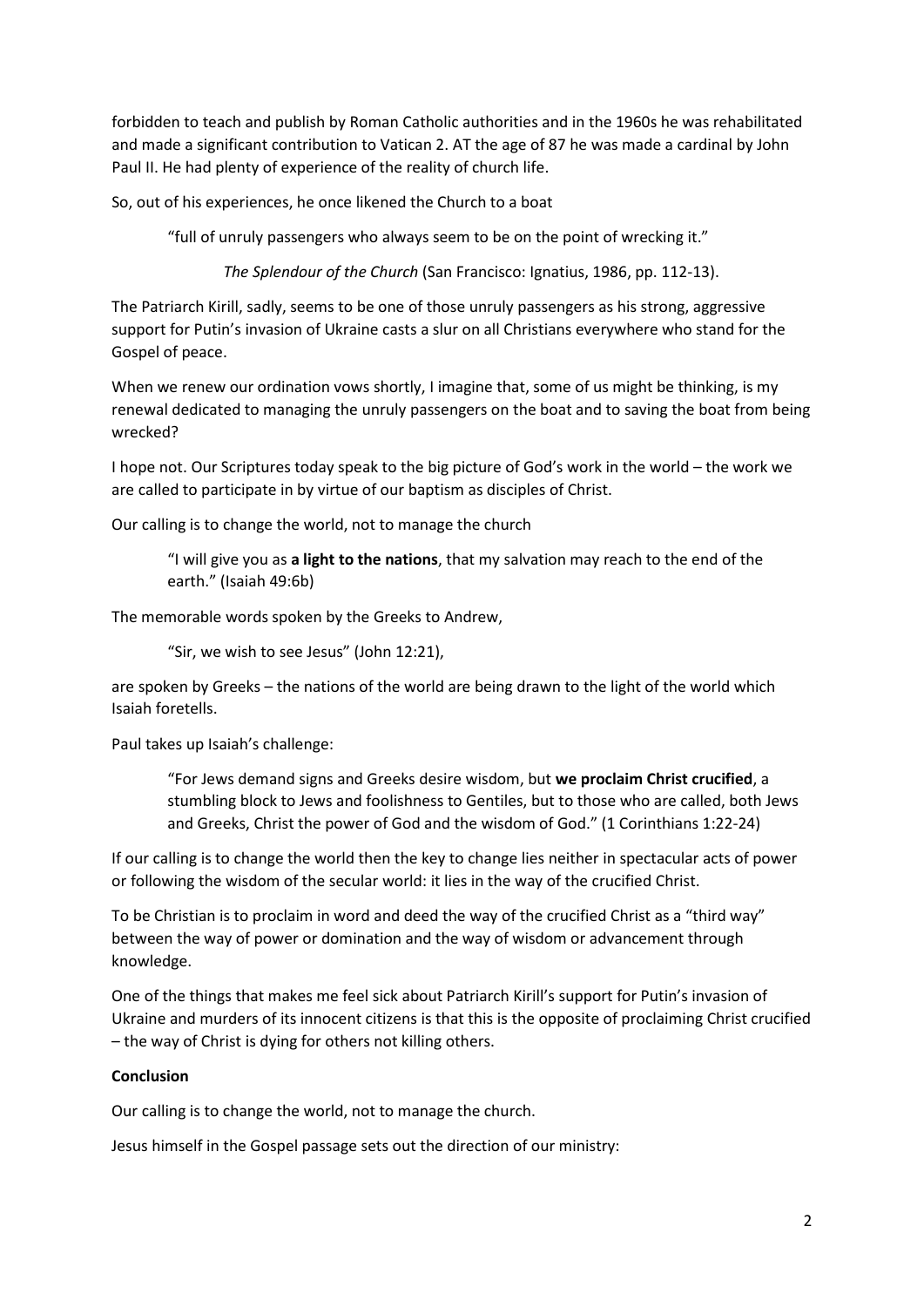forbidden to teach and publish by Roman Catholic authorities and in the 1960s he was rehabilitated and made a significant contribution to Vatican 2. AT the age of 87 he was made a cardinal by John Paul II. He had plenty of experience of the reality of church life.

So, out of his experiences, he once likened the Church to a boat

> "full of unruly passengers who always seem to be on the point of wrecking it."
>
> *The Splendour of the Church* (San Francisco: Ignatius, 1986, pp. 112-13).

The Patriarch Kirill, sadly, seems to be one of those unruly passengers as his strong, aggressive support for Putin's invasion of Ukraine casts a slur on all Christians everywhere who stand for the Gospel of peace.

When we renew our ordination vows shortly, I imagine that, some of us might be thinking, is my renewal dedicated to managing the unruly passengers on the boat and to saving the boat from being wrecked?

I hope not. Our Scriptures today speak to the big picture of God's work in the world – the work we are called to participate in by virtue of our baptism as disciples of Christ.

Our calling is to change the world, not to manage the church

> "I will give you as **a light to the nations**, that my salvation may reach to the end of the earth." (Isaiah 49:6b)

The memorable words spoken by the Greeks to Andrew,

> "Sir, we wish to see Jesus" (John 12:21),

are spoken by Greeks – the nations of the world are being drawn to the light of the world which Isaiah foretells.

Paul takes up Isaiah's challenge:

> "For Jews demand signs and Greeks desire wisdom, but **we proclaim Christ crucified**, a stumbling block to Jews and foolishness to Gentiles, but to those who are called, both Jews and Greeks, Christ the power of God and the wisdom of God." (1 Corinthians 1:22-24)

If our calling is to change the world then the key to change lies neither in spectacular acts of power or following the wisdom of the secular world: it lies in the way of the crucified Christ.

To be Christian is to proclaim in word and deed the way of the crucified Christ as a "third way" between the way of power or domination and the way of wisdom or advancement through knowledge.

One of the things that makes me feel sick about Patriarch Kirill's support for Putin's invasion of Ukraine and murders of its innocent citizens is that this is the opposite of proclaiming Christ crucified – the way of Christ is dying for others not killing others.

**Conclusion**

Our calling is to change the world, not to manage the church.

Jesus himself in the Gospel passage sets out the direction of our ministry: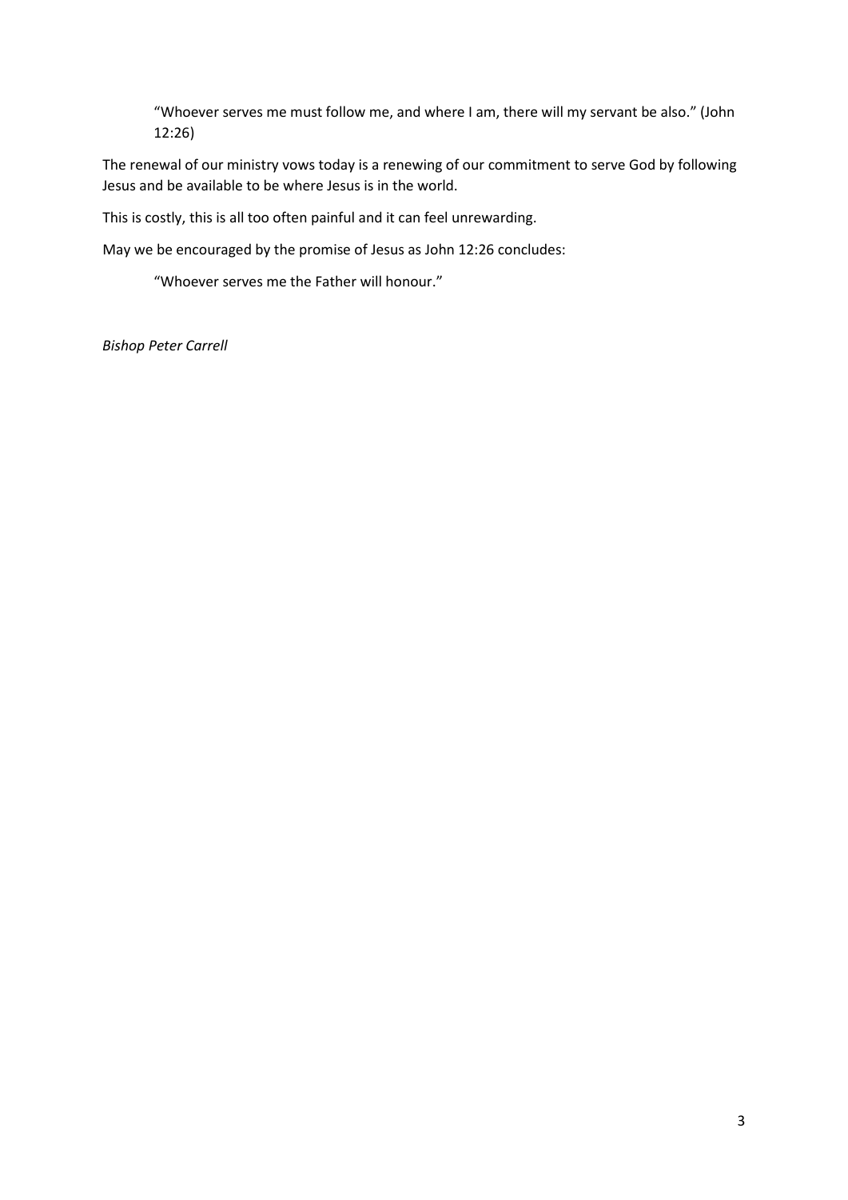> "Whoever serves me must follow me, and where I am, there will my servant be also." (John 12:26)

The renewal of our ministry vows today is a renewing of our commitment to serve God by following Jesus and be available to be where Jesus is in the world.

This is costly, this is all too often painful and it can feel unrewarding.

May we be encouraged by the promise of Jesus as John 12:26 concludes:

> "Whoever serves me the Father will honour."

*Bishop Peter Carrell*